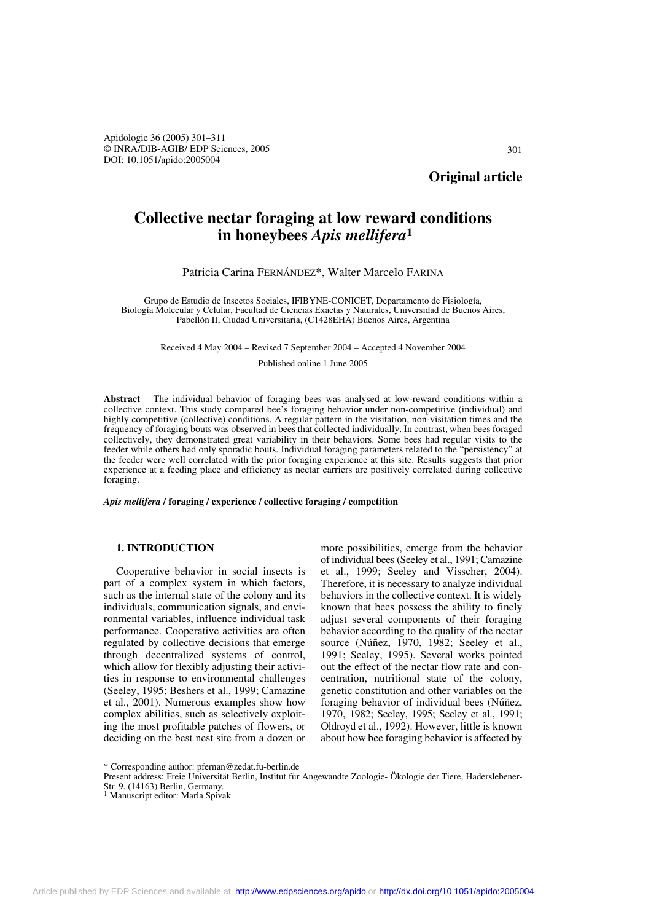**Original article**

# Collective nectar foraging at low reward conditions in honeybees *Apis mellifera*[1]

Patricia Carina FERNÁNDEZ*, Walter Marcelo FARINA

Grupo de Estudio de Insectos Sociales, IFIBYNE-CONICET, Departamento de Fisiología, Biología Molecular y Celular, Facultad de Ciencias Exactas y Naturales, Universidad de Buenos Aires, Pabellón II, Ciudad Universitaria, (C1428EHA) Buenos Aires, Argentina

Received 4 May 2004 – Revised 7 September 2004 – Accepted 4 November 2004

Published online 1 June 2005

**Abstract** – The individual behavior of foraging bees was analysed at low-reward conditions within a collective context. This study compared bee's foraging behavior under non-competitive (individual) and highly competitive (collective) conditions. A regular pattern in the visitation, non-visitation times and the frequency of foraging bouts was observed in bees that collected individually. In contrast, when bees foraged collectively, they demonstrated great variability in their behaviors. Some bees had regular visits to the feeder while others had only sporadic bouts. Individual foraging parameters related to the "persistency" at the feeder were well correlated with the prior foraging experience at this site. Results suggests that prior experience at a feeding place and efficiency as nectar carriers are positively correlated during collective foraging.

***Apis mellifera* / foraging / experience / collective foraging / competition**

## 1. INTRODUCTION

Cooperative behavior in social insects is part of a complex system in which factors, such as the internal state of the colony and its individuals, communication signals, and environmental variables, influence individual task performance. Cooperative activities are often regulated by collective decisions that emerge through decentralized systems of control, which allow for flexibly adjusting their activities in response to environmental challenges (Seeley, 1995; Beshers et al., 1999; Camazine et al., 2001). Numerous examples show how complex abilities, such as selectively exploiting the most profitable patches of flowers, or deciding on the best nest site from a dozen or more possibilities, emerge from the behavior of individual bees (Seeley et al., 1991; Camazine et al., 1999; Seeley and Visscher, 2004). Therefore, it is necessary to analyze individual behaviors in the collective context. It is widely known that bees possess the ability to finely adjust several components of their foraging behavior according to the quality of the nectar source (Núñez, 1970, 1982; Seeley et al., 1991; Seeley, 1995). Several works pointed out the effect of the nectar flow rate and concentration, nutritional state of the colony, genetic constitution and other variables on the foraging behavior of individual bees (Núñez, 1970, 1982; Seeley, 1995; Seeley et al., 1991; Oldroyd et al., 1992). However, little is known about how bee foraging behavior is affected by

---

\* Corresponding author: pfernan@zedat.fu-berlin.de

Present address: Freie Universität Berlin, Institut für Angewandte Zoologie- Ökologie der Tiere, Haderslebener-Str. 9, (14163) Berlin, Germany.

[1] Manuscript editor: Marla Spivak

Article published by EDP Sciences and available at http://www.edpsciences.org/apido or http://dx.doi.org/10.1051/apido:2005004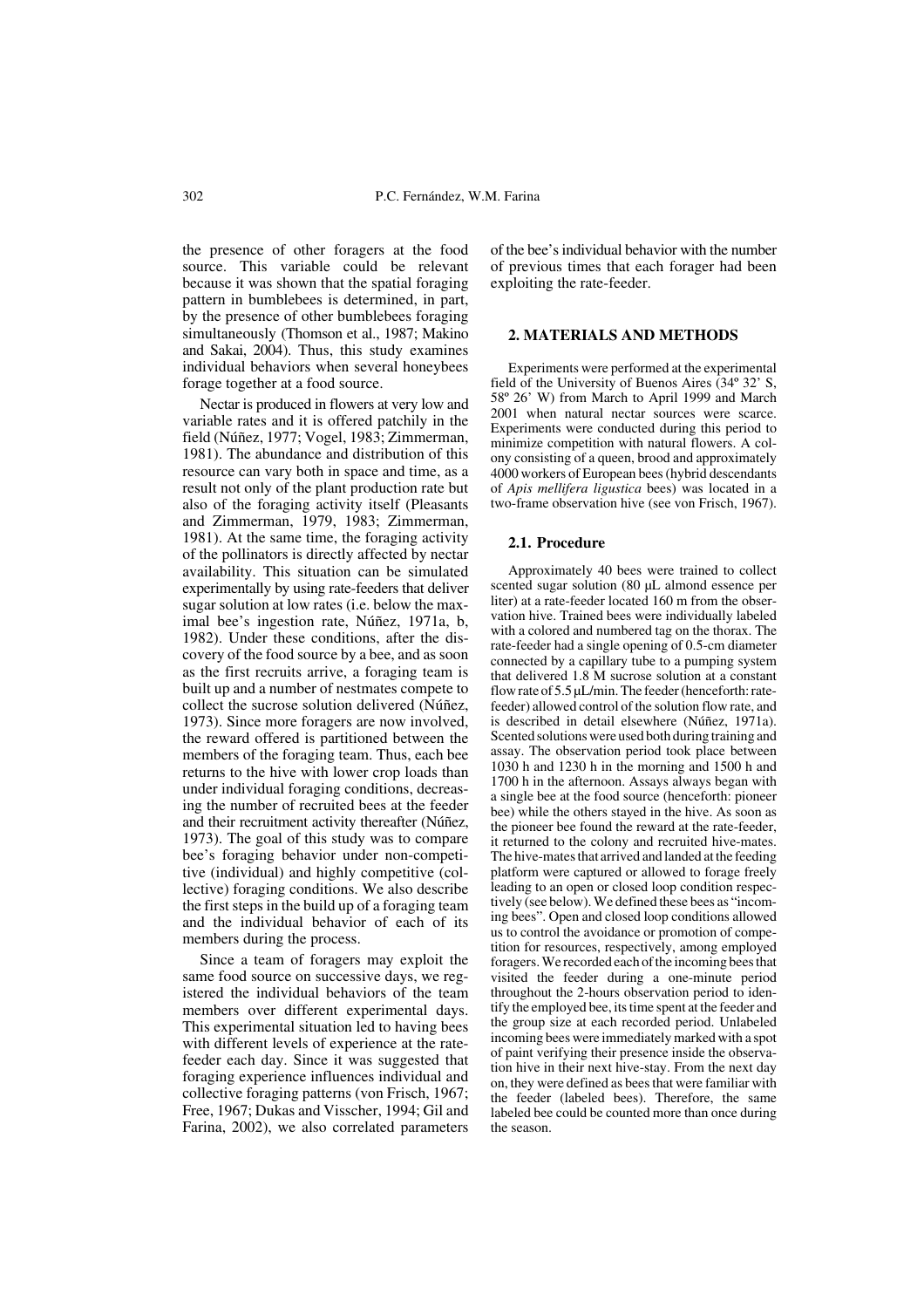the presence of other foragers at the food source. This variable could be relevant because it was shown that the spatial foraging pattern in bumblebees is determined, in part, by the presence of other bumblebees foraging simultaneously (Thomson et al., 1987; Makino and Sakai, 2004). Thus, this study examines individual behaviors when several honeybees forage together at a food source.

Nectar is produced in flowers at very low and variable rates and it is offered patchily in the field (Núñez, 1977; Vogel, 1983; Zimmerman, 1981). The abundance and distribution of this resource can vary both in space and time, as a result not only of the plant production rate but also of the foraging activity itself (Pleasants and Zimmerman, 1979, 1983; Zimmerman, 1981). At the same time, the foraging activity of the pollinators is directly affected by nectar availability. This situation can be simulated experimentally by using rate-feeders that deliver sugar solution at low rates (i.e. below the maximal bee's ingestion rate, Núñez, 1971a, b, 1982). Under these conditions, after the discovery of the food source by a bee, and as soon as the first recruits arrive, a foraging team is built up and a number of nestmates compete to collect the sucrose solution delivered (Núñez, 1973). Since more foragers are now involved, the reward offered is partitioned between the members of the foraging team. Thus, each bee returns to the hive with lower crop loads than under individual foraging conditions, decreasing the number of recruited bees at the feeder and their recruitment activity thereafter (Núñez, 1973). The goal of this study was to compare bee's foraging behavior under non-competitive (individual) and highly competitive (collective) foraging conditions. We also describe the first steps in the build up of a foraging team and the individual behavior of each of its members during the process.

Since a team of foragers may exploit the same food source on successive days, we registered the individual behaviors of the team members over different experimental days. This experimental situation led to having bees with different levels of experience at the rate-feeder each day. Since it was suggested that foraging experience influences individual and collective foraging patterns (von Frisch, 1967; Free, 1967; Dukas and Visscher, 1994; Gil and Farina, 2002), we also correlated parameters of the bee's individual behavior with the number of previous times that each forager had been exploiting the rate-feeder.

## 2. MATERIALS AND METHODS

Experiments were performed at the experimental field of the University of Buenos Aires (34º 32' S, 58º 26' W) from March to April 1999 and March 2001 when natural nectar sources were scarce. Experiments were conducted during this period to minimize competition with natural flowers. A colony consisting of a queen, brood and approximately 4000 workers of European bees (hybrid descendants of *Apis mellifera ligustica* bees) was located in a two-frame observation hive (see von Frisch, 1967).

### 2.1. Procedure

Approximately 40 bees were trained to collect scented sugar solution (80 μL almond essence per liter) at a rate-feeder located 160 m from the observation hive. Trained bees were individually labeled with a colored and numbered tag on the thorax. The rate-feeder had a single opening of 0.5-cm diameter connected by a capillary tube to a pumping system that delivered 1.8 M sucrose solution at a constant flow rate of 5.5 μL/min. The feeder (henceforth: rate-feeder) allowed control of the solution flow rate, and is described in detail elsewhere (Núñez, 1971a). Scented solutions were used both during training and assay. The observation period took place between 1030 h and 1230 h in the morning and 1500 h and 1700 h in the afternoon. Assays always began with a single bee at the food source (henceforth: pioneer bee) while the others stayed in the hive. As soon as the pioneer bee found the reward at the rate-feeder, it returned to the colony and recruited hive-mates. The hive-mates that arrived and landed at the feeding platform were captured or allowed to forage freely leading to an open or closed loop condition respectively (see below). We defined these bees as "incoming bees". Open and closed loop conditions allowed us to control the avoidance or promotion of competition for resources, respectively, among employed foragers. We recorded each of the incoming bees that visited the feeder during a one-minute period throughout the 2-hours observation period to identify the employed bee, its time spent at the feeder and the group size at each recorded period. Unlabeled incoming bees were immediately marked with a spot of paint verifying their presence inside the observation hive in their next hive-stay. From the next day on, they were defined as bees that were familiar with the feeder (labeled bees). Therefore, the same labeled bee could be counted more than once during the season.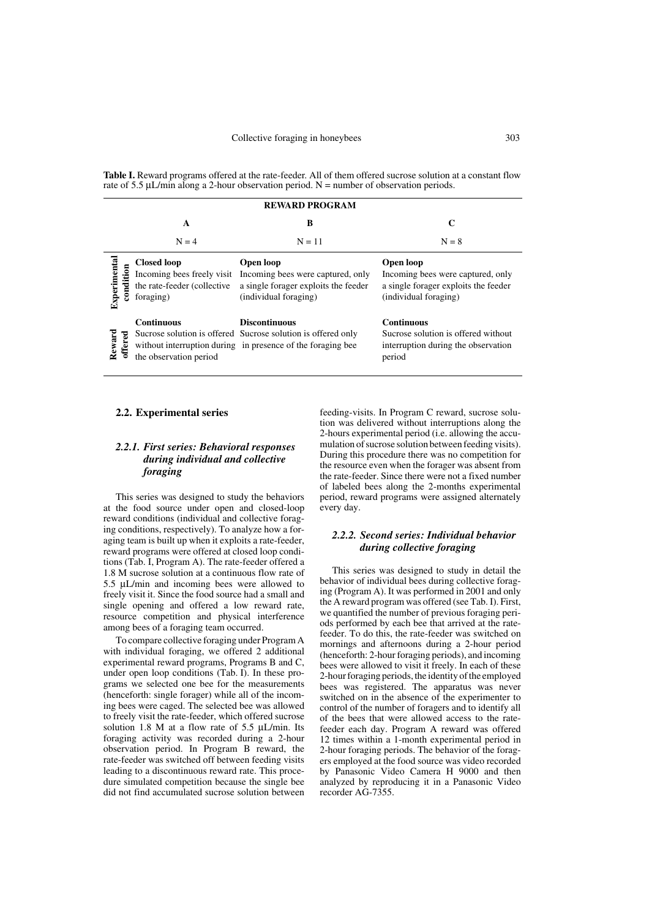**Table I.** Reward programs offered at the rate-feeder. All of them offered sucrose solution at a constant flow rate of 5.5 µL/min along a 2-hour observation period. N = number of observation periods.

| | REWARD PROGRAM | | |
|---|---|---|---|
| | **A** | **B** | **C** |
| | N = 4 | N = 11 | N = 8 |
| **Experimental condition** | **Closed loop** Incoming bees freely visit the rate-feeder (collective foraging) | **Open loop** Incoming bees were captured, only a single forager exploits the feeder (individual foraging) | **Open loop** Incoming bees were captured, only a single forager exploits the feeder (individual foraging) |
| **Reward offered** | **Continuous** Sucrose solution is offered without interruption during the observation period | **Discontinuous** Sucrose solution is offered only in presence of the foraging bee | **Continuous** Sucrose solution is offered without interruption during the observation period |

## 2.2. Experimental series

### *2.2.1. First series: Behavioral responses during individual and collective foraging*

This series was designed to study the behaviors at the food source under open and closed-loop reward conditions (individual and collective foraging conditions, respectively). To analyze how a foraging team is built up when it exploits a rate-feeder, reward programs were offered at closed loop conditions (Tab. I, Program A). The rate-feeder offered a 1.8 M sucrose solution at a continuous flow rate of 5.5 µL/min and incoming bees were allowed to freely visit it. Since the food source had a small and single opening and offered a low reward rate, resource competition and physical interference among bees of a foraging team occurred.

To compare collective foraging under Program A with individual foraging, we offered 2 additional experimental reward programs, Programs B and C, under open loop conditions (Tab. I). In these programs we selected one bee for the measurements (henceforth: single forager) while all of the incoming bees were caged. The selected bee was allowed to freely visit the rate-feeder, which offered sucrose solution 1.8 M at a flow rate of 5.5 µL/min. Its foraging activity was recorded during a 2-hour observation period. In Program B reward, the rate-feeder was switched off between feeding visits leading to a discontinuous reward rate. This procedure simulated competition because the single bee did not find accumulated sucrose solution between feeding-visits. In Program C reward, sucrose solution was delivered without interruptions along the 2-hours experimental period (i.e. allowing the accumulation of sucrose solution between feeding visits). During this procedure there was no competition for the resource even when the forager was absent from the rate-feeder. Since there were not a fixed number of labeled bees along the 2-months experimental period, reward programs were assigned alternately every day.

### *2.2.2. Second series: Individual behavior during collective foraging*

This series was designed to study in detail the behavior of individual bees during collective foraging (Program A). It was performed in 2001 and only the A reward program was offered (see Tab. I). First, we quantified the number of previous foraging periods performed by each bee that arrived at the rate-feeder. To do this, the rate-feeder was switched on mornings and afternoons during a 2-hour period (henceforth: 2-hour foraging periods), and incoming bees were allowed to visit it freely. In each of these 2-hour foraging periods, the identity of the employed bees was registered. The apparatus was never switched on in the absence of the experimenter to control of the number of foragers and to identify all of the bees that were allowed access to the rate-feeder each day. Program A reward was offered 12 times within a 1-month experimental period in 2-hour foraging periods. The behavior of the foragers employed at the food source was video recorded by Panasonic Video Camera H 9000 and then analyzed by reproducing it in a Panasonic Video recorder AG-7355.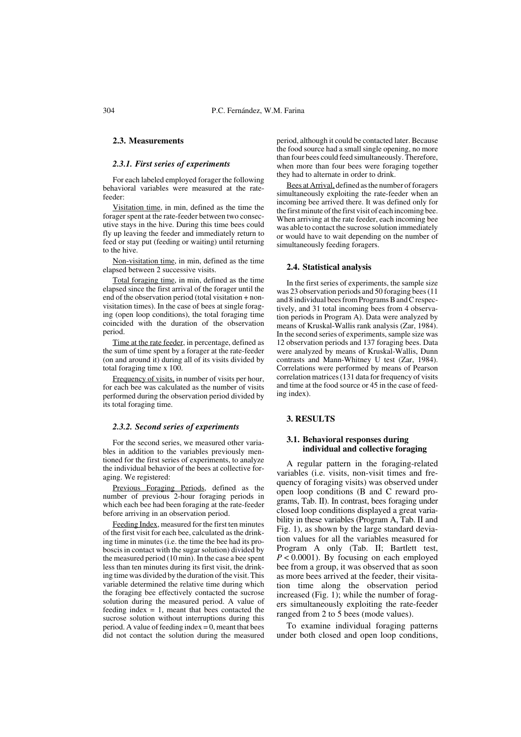### 2.3. Measurements

#### 2.3.1. First series of experiments

For each labeled employed forager the following behavioral variables were measured at the rate-feeder:

Visitation time, in min, defined as the time the forager spent at the rate-feeder between two consecutive stays in the hive. During this time bees could fly up leaving the feeder and immediately return to feed or stay put (feeding or waiting) until returning to the hive.

Non-visitation time, in min, defined as the time elapsed between 2 successive visits.

Total foraging time, in min, defined as the time elapsed since the first arrival of the forager until the end of the observation period (total visitation + non-visitation times). In the case of bees at single foraging (open loop conditions), the total foraging time coincided with the duration of the observation period.

Time at the rate feeder, in percentage, defined as the sum of time spent by a forager at the rate-feeder (on and around it) during all of its visits divided by total foraging time x 100.

Frequency of visits, in number of visits per hour, for each bee was calculated as the number of visits performed during the observation period divided by its total foraging time.

#### 2.3.2. Second series of experiments

For the second series, we measured other variables in addition to the variables previously mentioned for the first series of experiments, to analyze the individual behavior of the bees at collective foraging. We registered:

Previous Foraging Periods, defined as the number of previous 2-hour foraging periods in which each bee had been foraging at the rate-feeder before arriving in an observation period.

Feeding Index, measured for the first ten minutes of the first visit for each bee, calculated as the drinking time in minutes (i.e. the time the bee had its proboscis in contact with the sugar solution) divided by the measured period (10 min). In the case a bee spent less than ten minutes during its first visit, the drinking time was divided by the duration of the visit. This variable determined the relative time during which the foraging bee effectively contacted the sucrose solution during the measured period. A value of feeding index = 1, meant that bees contacted the sucrose solution without interruptions during this period. A value of feeding index = 0, meant that bees did not contact the solution during the measured period, although it could be contacted later. Because the food source had a small single opening, no more than four bees could feed simultaneously. Therefore, when more than four bees were foraging together they had to alternate in order to drink.

Bees at Arrival, defined as the number of foragers simultaneously exploiting the rate-feeder when an incoming bee arrived there. It was defined only for the first minute of the first visit of each incoming bee. When arriving at the rate feeder, each incoming bee was able to contact the sucrose solution immediately or would have to wait depending on the number of simultaneously feeding foragers.

### 2.4. Statistical analysis

In the first series of experiments, the sample size was 23 observation periods and 50 foraging bees (11 and 8 individual bees from Programs B and C respectively, and 31 total incoming bees from 4 observation periods in Program A). Data were analyzed by means of Kruskal-Wallis rank analysis (Zar, 1984). In the second series of experiments, sample size was 12 observation periods and 137 foraging bees. Data were analyzed by means of Kruskal-Wallis, Dunn contrasts and Mann-Whitney U test (Zar, 1984). Correlations were performed by means of Pearson correlation matrices (131 data for frequency of visits and time at the food source or 45 in the case of feeding index).

## 3. RESULTS

### 3.1. Behavioral responses during individual and collective foraging

A regular pattern in the foraging-related variables (i.e. visits, non-visit times and frequency of foraging visits) was observed under open loop conditions (B and C reward programs, Tab. II). In contrast, bees foraging under closed loop conditions displayed a great variability in these variables (Program A, Tab. II and Fig. 1), as shown by the large standard deviation values for all the variables measured for Program A only (Tab. II; Bartlett test, $P < 0.0001$). By focusing on each employed bee from a group, it was observed that as soon as more bees arrived at the feeder, their visitation time along the observation period increased (Fig. 1); while the number of foragers simultaneously exploiting the rate-feeder ranged from 2 to 5 bees (mode values).

To examine individual foraging patterns under both closed and open loop conditions,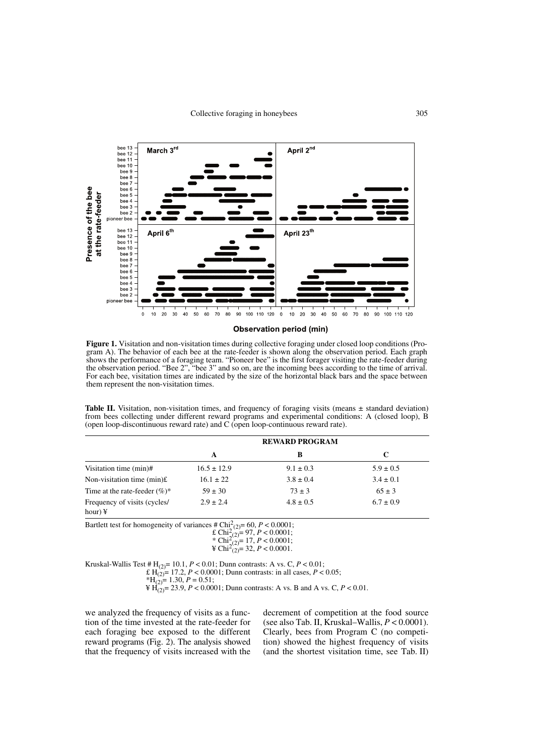**Figure 1.** Visitation and non-visitation times during collective foraging under closed loop conditions (Program A). The behavior of each bee at the rate-feeder is shown along the observation period. Each graph shows the performance of a foraging team. "Pioneer bee" is the first forager visiting the rate-feeder during the observation period. "Bee 2", "bee 3" and so on, are the incoming bees according to the time of arrival. For each bee, visitation times are indicated by the size of the horizontal black bars and the space between them represent the non-visitation times.

**Table II.** Visitation, non-visitation times, and frequency of foraging visits (means ± standard deviation) from bees collecting under different reward programs and experimental conditions: A (closed loop), B (open loop-discontinuous reward rate) and C (open loop-continuous reward rate).

| | REWARD PROGRAM | | |
|---|---|---|---|
| | **A** | **B** | **C** |
| Visitation time (min)# | 16.5 ± 12.9 | 9.1 ± 0.3 | 5.9 ± 0.5 |
| Non-visitation time (min)£ | 16.1 ± 22 | 3.8 ± 0.4 | 3.4 ± 0.1 |
| Time at the rate-feeder (%)* | 59 ± 30 | 73 ± 3 | 65 ± 3 |
| Frequency of visits (cycles/hour) ¥ | 2.9 ± 2.4 | 4.8 ± 0.5 | 6.7 ± 0.9 |

Bartlett test for homogeneity of variances # $Chi^2_{(2)} = 60$, $P < 0.0001$;
£ $Chi^2_{(2)} = 97$, $P < 0.0001$;
* $Chi^2_{(2)} = 17$, $P < 0.0001$;
¥ $Chi^2_{(2)} = 32$, $P < 0.0001$.

Kruskal-Wallis Test # $H_{(2)} = 10.1$, $P < 0.01$; Dunn contrasts: A vs. C, $P < 0.01$;
£ $H_{(2)} = 17.2$, $P < 0.0001$; Dunn contrasts: in all cases, $P < 0.05$;
*$H_{(2)} = 1.30$, $P = 0.51$;
¥ $H_{(2)} = 23.9$, $P < 0.0001$; Dunn contrasts: A vs. B and A vs. C, $P < 0.01$.

we analyzed the frequency of visits as a function of the time invested at the rate-feeder for each foraging bee exposed to the different reward programs (Fig. 2). The analysis showed that the frequency of visits increased with the decrement of competition at the food source (see also Tab. II, Kruskal–Wallis, $P < 0.0001$). Clearly, bees from Program C (no competition) showed the highest frequency of visits (and the shortest visitation time, see Tab. II)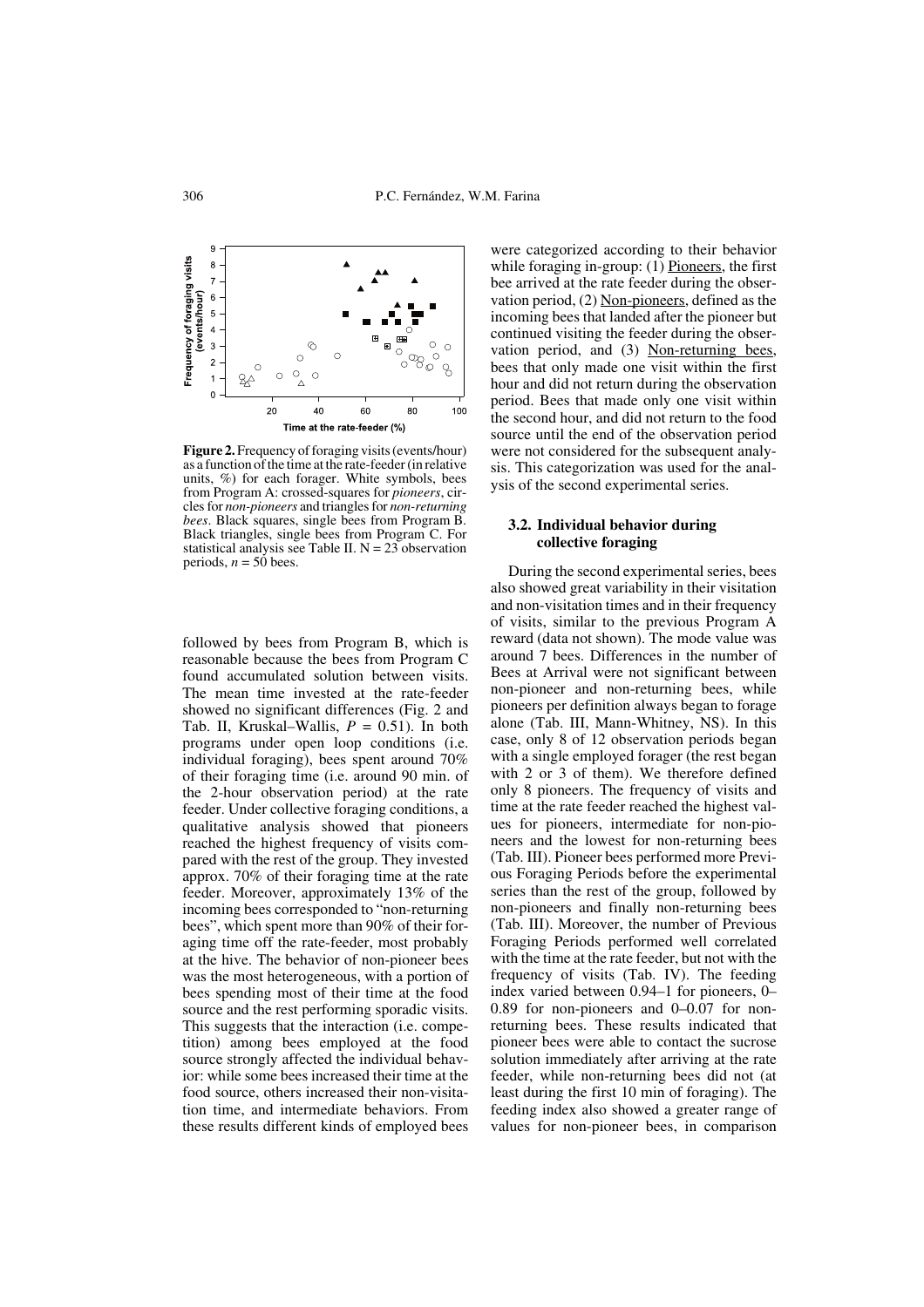**Figure 2.** Frequency of foraging visits (events/hour) as a function of the time at the rate-feeder (in relative units, %) for each forager. White symbols, bees from Program A: crossed-squares for *pioneers*, circles for *non-pioneers* and triangles for *non-returning bees*. Black squares, single bees from Program B. Black triangles, single bees from Program C. For statistical analysis see Table II. N = 23 observation periods, $n = 50$ bees.

followed by bees from Program B, which is reasonable because the bees from Program C found accumulated solution between visits. The mean time invested at the rate-feeder showed no significant differences (Fig. 2 and Tab. II, Kruskal–Wallis, $P = 0.51$). In both programs under open loop conditions (i.e. individual foraging), bees spent around 70% of their foraging time (i.e. around 90 min. of the 2-hour observation period) at the rate feeder. Under collective foraging conditions, a qualitative analysis showed that pioneers reached the highest frequency of visits compared with the rest of the group. They invested approx. 70% of their foraging time at the rate feeder. Moreover, approximately 13% of the incoming bees corresponded to "non-returning bees", which spent more than 90% of their foraging time off the rate-feeder, most probably at the hive. The behavior of non-pioneer bees was the most heterogeneous, with a portion of bees spending most of their time at the food source and the rest performing sporadic visits. This suggests that the interaction (i.e. competition) among bees employed at the food source strongly affected the individual behavior: while some bees increased their time at the food source, others increased their non-visitation time, and intermediate behaviors. From these results different kinds of employed bees were categorized according to their behavior while foraging in-group: (1) Pioneers, the first bee arrived at the rate feeder during the observation period, (2) Non-pioneers, defined as the incoming bees that landed after the pioneer but continued visiting the feeder during the observation period, and (3) Non-returning bees, bees that only made one visit within the first hour and did not return during the observation period. Bees that made only one visit within the second hour, and did not return to the food source until the end of the observation period were not considered for the subsequent analysis. This categorization was used for the analysis of the second experimental series.

### 3.2. Individual behavior during collective foraging

During the second experimental series, bees also showed great variability in their visitation and non-visitation times and in their frequency of visits, similar to the previous Program A reward (data not shown). The mode value was around 7 bees. Differences in the number of Bees at Arrival were not significant between non-pioneer and non-returning bees, while pioneers per definition always began to forage alone (Tab. III, Mann-Whitney, NS). In this case, only 8 of 12 observation periods began with a single employed forager (the rest began with 2 or 3 of them). We therefore defined only 8 pioneers. The frequency of visits and time at the rate feeder reached the highest values for pioneers, intermediate for non-pioneers and the lowest for non-returning bees (Tab. III). Pioneer bees performed more Previous Foraging Periods before the experimental series than the rest of the group, followed by non-pioneers and finally non-returning bees (Tab. III). Moreover, the number of Previous Foraging Periods performed well correlated with the time at the rate feeder, but not with the frequency of visits (Tab. IV). The feeding index varied between 0.94–1 for pioneers, 0–0.89 for non-pioneers and 0–0.07 for non-returning bees. These results indicated that pioneer bees were able to contact the sucrose solution immediately after arriving at the rate feeder, while non-returning bees did not (at least during the first 10 min of foraging). The feeding index also showed a greater range of values for non-pioneer bees, in comparison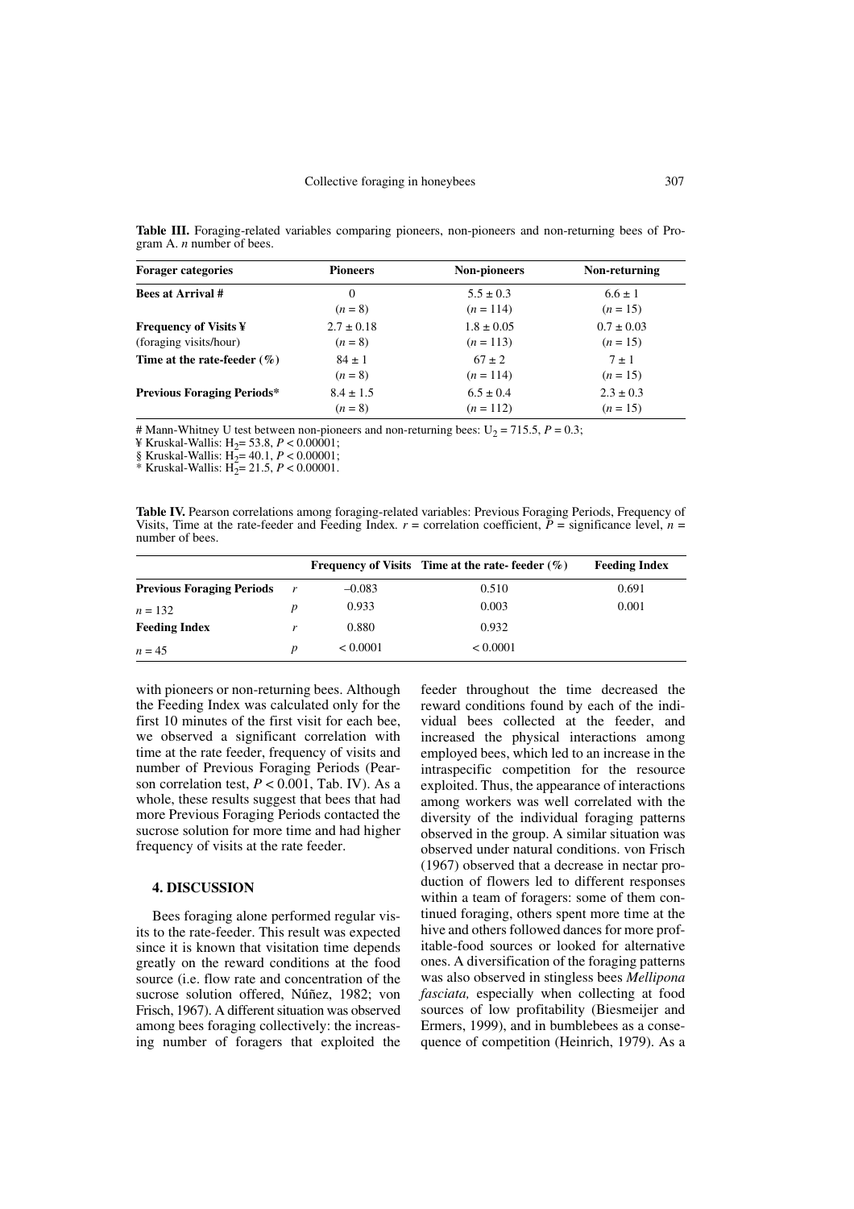**Table III.** Foraging-related variables comparing pioneers, non-pioneers and non-returning bees of Program A. *n* number of bees.

| Forager categories | Pioneers | Non-pioneers | Non-returning |
|---|---|---|---|
| **Bees at Arrival #** | 0 | 5.5 ± 0.3 | 6.6 ± 1 |
| | (*n* = 8) | (*n* = 114) | (*n* = 15) |
| **Frequency of Visits ¥** | 2.7 ± 0.18 | 1.8 ± 0.05 | 0.7 ± 0.03 |
| (foraging visits/hour) | (*n* = 8) | (*n* = 113) | (*n* = 15) |
| **Time at the rate-feeder (%)** | 84 ± 1 | 67 ± 2 | 7 ± 1 |
| | (*n* = 8) | (*n* = 114) | (*n* = 15) |
| **Previous Foraging Periods*** | 8.4 ± 1.5 | 6.5 ± 0.4 | 2.3 ± 0.3 |
| | (*n* = 8) | (*n* = 112) | (*n* = 15) |

# Mann-Whitney U test between non-pioneers and non-returning bees: $U_2 = 715.5$, $P = 0.3$;
¥ Kruskal-Wallis: $H_2 = 53.8$, $P < 0.00001$;
§ Kruskal-Wallis: $H_2 = 40.1$, $P < 0.00001$;
* Kruskal-Wallis: $H_2 = 21.5$, $P < 0.00001$.

**Table IV.** Pearson correlations among foraging-related variables: Previous Foraging Periods, Frequency of Visits, Time at the rate-feeder and Feeding Index. *r* = correlation coefficient, *P* = significance level, *n* = number of bees.

| | | Frequency of Visits | Time at the rate- feeder (%) | Feeding Index |
|---|---|---|---|---|
| **Previous Foraging Periods** | *r* | –0.083 | 0.510 | 0.691 |
| *n* = 132 | *p* | 0.933 | 0.003 | 0.001 |
| **Feeding Index** | *r* | 0.880 | 0.932 | |
| *n* = 45 | *p* | < 0.0001 | < 0.0001 | |

with pioneers or non-returning bees. Although the Feeding Index was calculated only for the first 10 minutes of the first visit for each bee, we observed a significant correlation with time at the rate feeder, frequency of visits and number of Previous Foraging Periods (Pearson correlation test, $P < 0.001$, Tab. IV). As a whole, these results suggest that bees that had more Previous Foraging Periods contacted the sucrose solution for more time and had higher frequency of visits at the rate feeder.

## 4. DISCUSSION

Bees foraging alone performed regular visits to the rate-feeder. This result was expected since it is known that visitation time depends greatly on the reward conditions at the food source (i.e. flow rate and concentration of the sucrose solution offered, Núñez, 1982; von Frisch, 1967). A different situation was observed among bees foraging collectively: the increasing number of foragers that exploited the feeder throughout the time decreased the reward conditions found by each of the individual bees collected at the feeder, and increased the physical interactions among employed bees, which led to an increase in the intraspecific competition for the resource exploited. Thus, the appearance of interactions among workers was well correlated with the diversity of the individual foraging patterns observed in the group. A similar situation was observed under natural conditions. von Frisch (1967) observed that a decrease in nectar production of flowers led to different responses within a team of foragers: some of them continued foraging, others spent more time at the hive and others followed dances for more profitable-food sources or looked for alternative ones. A diversification of the foraging patterns was also observed in stingless bees *Mellipona fasciata,* especially when collecting at food sources of low profitability (Biesmeijer and Ermers, 1999), and in bumblebees as a consequence of competition (Heinrich, 1979). As a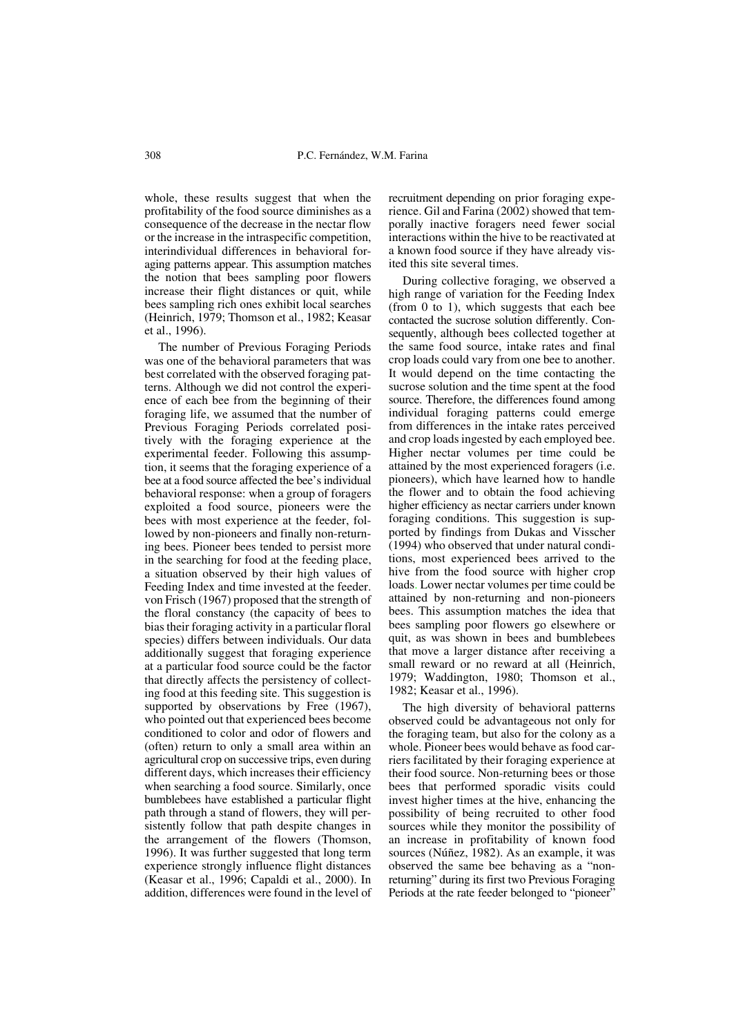whole, these results suggest that when the profitability of the food source diminishes as a consequence of the decrease in the nectar flow or the increase in the intraspecific competition, interindividual differences in behavioral foraging patterns appear. This assumption matches the notion that bees sampling poor flowers increase their flight distances or quit, while bees sampling rich ones exhibit local searches (Heinrich, 1979; Thomson et al., 1982; Keasar et al., 1996).

The number of Previous Foraging Periods was one of the behavioral parameters that was best correlated with the observed foraging patterns. Although we did not control the experience of each bee from the beginning of their foraging life, we assumed that the number of Previous Foraging Periods correlated positively with the foraging experience at the experimental feeder. Following this assumption, it seems that the foraging experience of a bee at a food source affected the bee's individual behavioral response: when a group of foragers exploited a food source, pioneers were the bees with most experience at the feeder, followed by non-pioneers and finally non-returning bees. Pioneer bees tended to persist more in the searching for food at the feeding place, a situation observed by their high values of Feeding Index and time invested at the feeder. von Frisch (1967) proposed that the strength of the floral constancy (the capacity of bees to bias their foraging activity in a particular floral species) differs between individuals. Our data additionally suggest that foraging experience at a particular food source could be the factor that directly affects the persistency of collecting food at this feeding site. This suggestion is supported by observations by Free (1967), who pointed out that experienced bees become conditioned to color and odor of flowers and (often) return to only a small area within an agricultural crop on successive trips, even during different days, which increases their efficiency when searching a food source. Similarly, once bumblebees have established a particular flight path through a stand of flowers, they will persistently follow that path despite changes in the arrangement of the flowers (Thomson, 1996). It was further suggested that long term experience strongly influence flight distances (Keasar et al., 1996; Capaldi et al., 2000). In addition, differences were found in the level of recruitment depending on prior foraging experience. Gil and Farina (2002) showed that temporally inactive foragers need fewer social interactions within the hive to be reactivated at a known food source if they have already visited this site several times.

During collective foraging, we observed a high range of variation for the Feeding Index (from 0 to 1), which suggests that each bee contacted the sucrose solution differently. Consequently, although bees collected together at the same food source, intake rates and final crop loads could vary from one bee to another. It would depend on the time contacting the sucrose solution and the time spent at the food source. Therefore, the differences found among individual foraging patterns could emerge from differences in the intake rates perceived and crop loads ingested by each employed bee. Higher nectar volumes per time could be attained by the most experienced foragers (i.e. pioneers), which have learned how to handle the flower and to obtain the food achieving higher efficiency as nectar carriers under known foraging conditions. This suggestion is supported by findings from Dukas and Visscher (1994) who observed that under natural conditions, most experienced bees arrived to the hive from the food source with higher crop loads. Lower nectar volumes per time could be attained by non-returning and non-pioneers bees. This assumption matches the idea that bees sampling poor flowers go elsewhere or quit, as was shown in bees and bumblebees that move a larger distance after receiving a small reward or no reward at all (Heinrich, 1979; Waddington, 1980; Thomson et al., 1982; Keasar et al., 1996).

The high diversity of behavioral patterns observed could be advantageous not only for the foraging team, but also for the colony as a whole. Pioneer bees would behave as food carriers facilitated by their foraging experience at their food source. Non-returning bees or those bees that performed sporadic visits could invest higher times at the hive, enhancing the possibility of being recruited to other food sources while they monitor the possibility of an increase in profitability of known food sources (Núñez, 1982). As an example, it was observed the same bee behaving as a "non-returning" during its first two Previous Foraging Periods at the rate feeder belonged to "pioneer"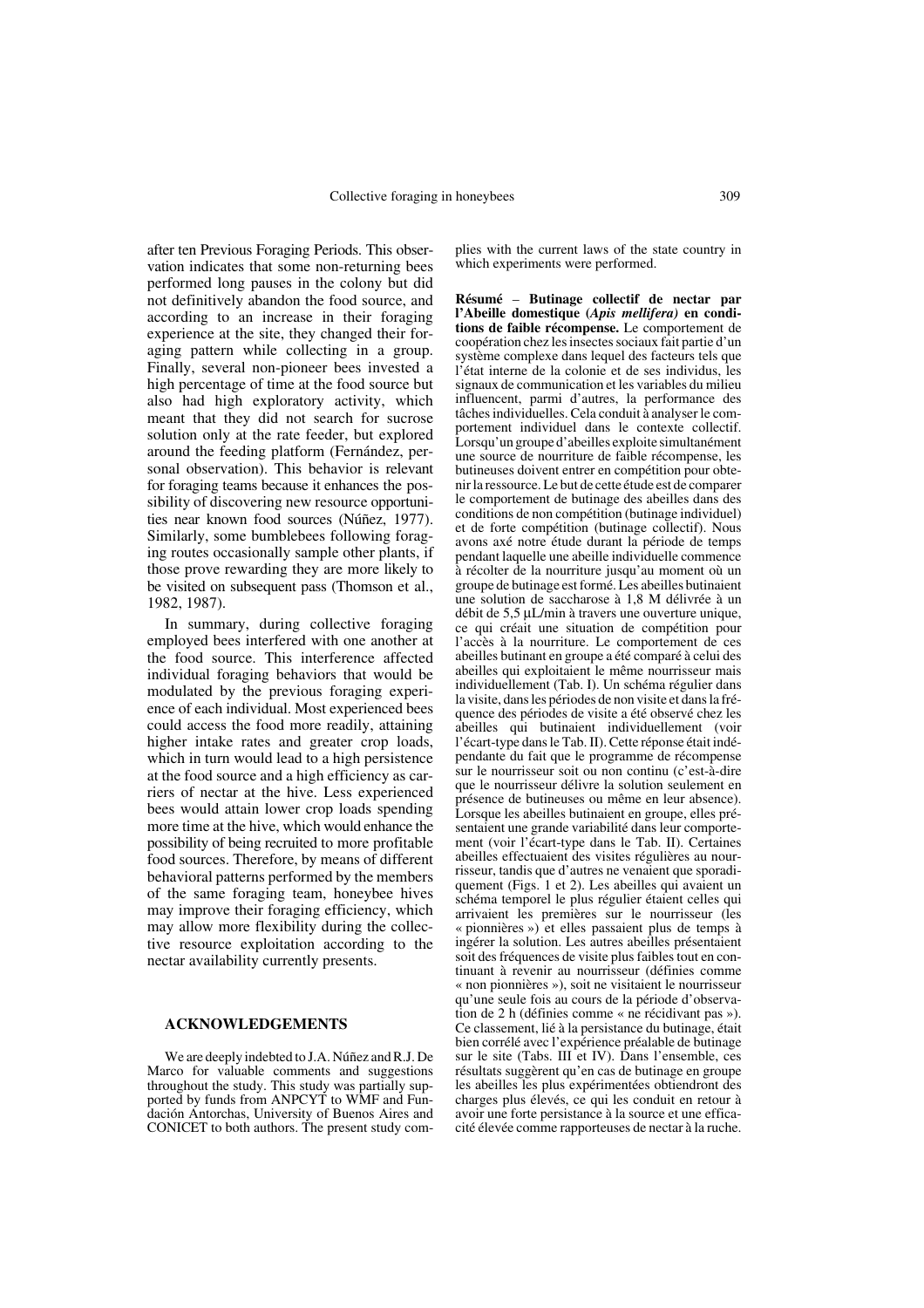after ten Previous Foraging Periods. This observation indicates that some non-returning bees performed long pauses in the colony but did not definitively abandon the food source, and according to an increase in their foraging experience at the site, they changed their foraging pattern while collecting in a group. Finally, several non-pioneer bees invested a high percentage of time at the food source but also had high exploratory activity, which meant that they did not search for sucrose solution only at the rate feeder, but explored around the feeding platform (Fernández, personal observation). This behavior is relevant for foraging teams because it enhances the possibility of discovering new resource opportunities near known food sources (Núñez, 1977). Similarly, some bumblebees following foraging routes occasionally sample other plants, if those prove rewarding they are more likely to be visited on subsequent pass (Thomson et al., 1982, 1987).

In summary, during collective foraging employed bees interfered with one another at the food source. This interference affected individual foraging behaviors that would be modulated by the previous foraging experience of each individual. Most experienced bees could access the food more readily, attaining higher intake rates and greater crop loads, which in turn would lead to a high persistence at the food source and a high efficiency as carriers of nectar at the hive. Less experienced bees would attain lower crop loads spending more time at the hive, which would enhance the possibility of being recruited to more profitable food sources. Therefore, by means of different behavioral patterns performed by the members of the same foraging team, honeybee hives may improve their foraging efficiency, which may allow more flexibility during the collective resource exploitation according to the nectar availability currently presents.

## ACKNOWLEDGEMENTS

We are deeply indebted to J.A. Núñez and R.J. De Marco for valuable comments and suggestions throughout the study. This study was partially supported by funds from ANPCYT to WMF and Fundación Antorchas, University of Buenos Aires and CONICET to both authors. The present study complies with the current laws of the state country in which experiments were performed.

**Résumé** – **Butinage collectif de nectar par l'Abeille domestique (*Apis mellifera*) en conditions de faible récompense.** Le comportement de coopération chez les insectes sociaux fait partie d'un système complexe dans lequel des facteurs tels que l'état interne de la colonie et de ses individus, les signaux de communication et les variables du milieu influencent, parmi d'autres, la performance des tâches individuelles. Cela conduit à analyser le comportement individuel dans le contexte collectif. Lorsqu'un groupe d'abeilles exploite simultanément une source de nourriture de faible récompense, les butineuses doivent entrer en compétition pour obtenir la ressource. Le but de cette étude est de comparer le comportement de butinage des abeilles dans des conditions de non compétition (butinage individuel) et de forte compétition (butinage collectif). Nous avons axé notre étude durant la période de temps pendant laquelle une abeille individuelle commence à récolter de la nourriture jusqu'au moment où un groupe de butinage est formé. Les abeilles butinaient une solution de saccharose à 1,8 M délivrée à un débit de 5,5 µL/min à travers une ouverture unique, ce qui créait une situation de compétition pour l'accès à la nourriture. Le comportement de ces abeilles butinant en groupe a été comparé à celui des abeilles qui exploitaient le même nourrisseur mais individuellement (Tab. I). Un schéma régulier dans la visite, dans les périodes de non visite et dans la fréquence des périodes de visite a été observé chez les abeilles qui butinaient individuellement (voir l'écart-type dans le Tab. II). Cette réponse était indépendante du fait que le programme de récompense sur le nourrisseur soit ou non continu (c'est-à-dire que le nourrisseur délivre la solution seulement en présence de butineuses ou même en leur absence). Lorsque les abeilles butinaient en groupe, elles présentaient une grande variabilité dans leur comportement (voir l'écart-type dans le Tab. II). Certaines abeilles effectuaient des visites régulières au nourrisseur, tandis que d'autres ne venaient que sporadiquement (Figs. 1 et 2). Les abeilles qui avaient un schéma temporel le plus régulier étaient celles qui arrivaient les premières sur le nourrisseur (les « pionnières ») et elles passaient plus de temps à ingérer la solution. Les autres abeilles présentaient soit des fréquences de visite plus faibles tout en continuant à revenir au nourrisseur (définies comme « non pionnières »), soit ne visitaient le nourrisseur qu'une seule fois au cours de la période d'observation de 2 h (définies comme « ne récidivant pas »). Ce classement, lié à la persistance du butinage, était bien corrélé avec l'expérience préalable de butinage sur le site (Tabs. III et IV). Dans l'ensemble, ces résultats suggèrent qu'en cas de butinage en groupe les abeilles les plus expérimentées obtiendront des charges plus élevés, ce qui les conduit en retour à avoir une forte persistance à la source et une efficacité élevée comme rapporteuses de nectar à la ruche.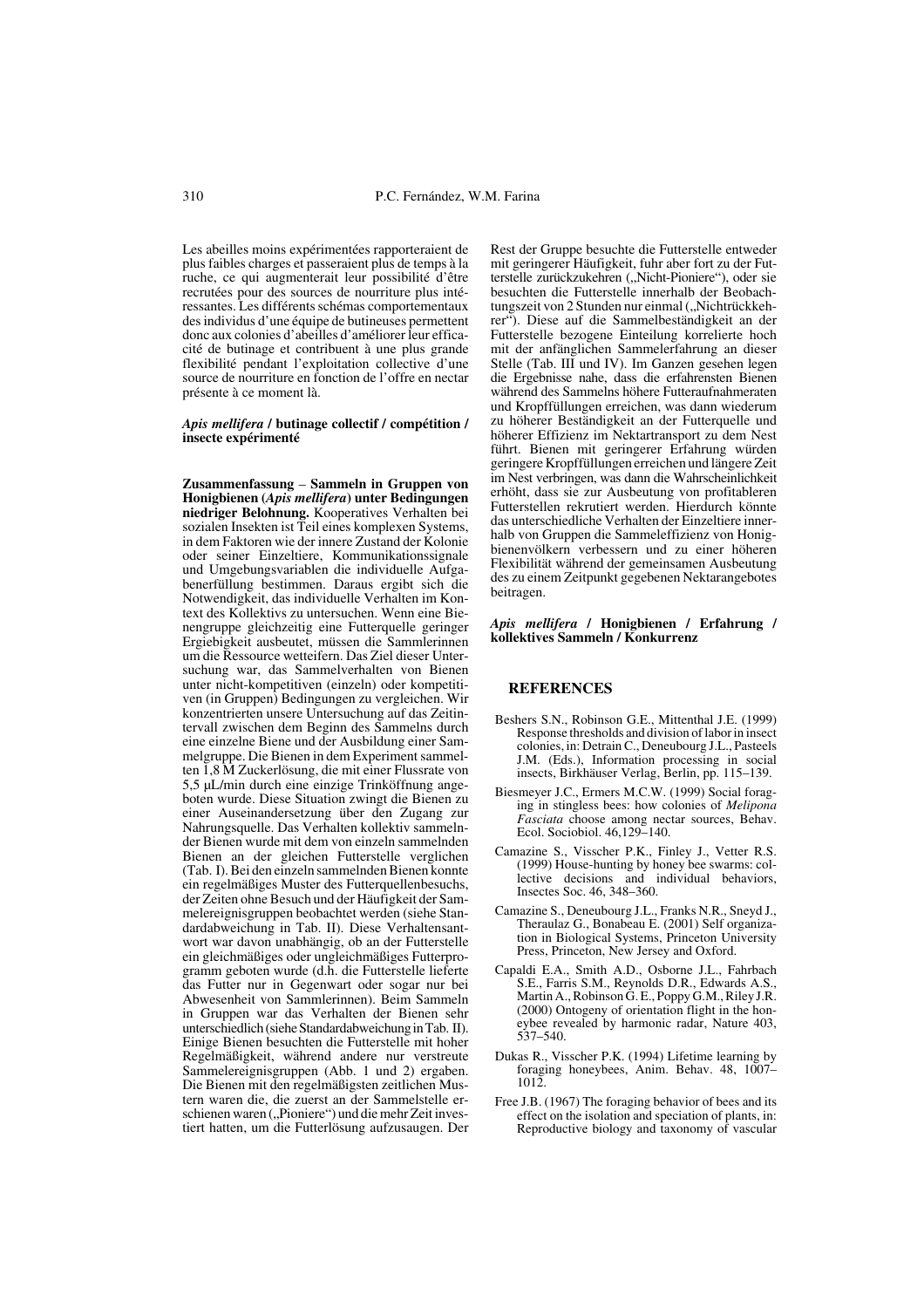Les abeilles moins expérimentées rapporteraient de plus faibles charges et passeraient plus de temps à la ruche, ce qui augmenterait leur possibilité d'être recrutées pour des sources de nourriture plus intéressantes. Les différents schémas comportementaux des individus d'une équipe de butineuses permettent donc aux colonies d'abeilles d'améliorer leur efficacité de butinage et contribuent à une plus grande flexibilité pendant l'exploitation collective d'une source de nourriture en fonction de l'offre en nectar présente à ce moment là.

***Apis mellifera* / butinage collectif / compétition / insecte expérimenté**

**Zusammenfassung – Sammeln in Gruppen von Honigbienen (*Apis mellifera*) unter Bedingungen niedriger Belohnung.** Kooperatives Verhalten bei sozialen Insekten ist Teil eines komplexen Systems, in dem Faktoren wie der innere Zustand der Kolonie oder seiner Einzeltiere, Kommunikationssignale und Umgebungsvariablen die individuelle Aufgabenerfüllung bestimmen. Daraus ergibt sich die Notwendigkeit, das individuelle Verhalten im Kontext des Kollektivs zu untersuchen. Wenn eine Bienengruppe gleichzeitig eine Futterquelle geringer Ergiebigkeit ausbeutet, müssen die Sammlerinnen um die Ressource wetteifern. Das Ziel dieser Untersuchung war, das Sammelverhalten von Bienen unter nicht-kompetitiven (einzeln) oder kompetitiven (in Gruppen) Bedingungen zu vergleichen. Wir konzentrierten unsere Untersuchung auf das Zeitintervall zwischen dem Beginn des Sammelns durch eine einzelne Biene und der Ausbildung einer Sammelgruppe. Die Bienen in dem Experiment sammelten 1,8 M Zuckerlösung, die mit einer Flussrate von 5,5 µL/min durch eine einzige Trinköffnung angeboten wurde. Diese Situation zwingt die Bienen zu einer Auseinandersetzung über den Zugang zur Nahrungsquelle. Das Verhalten kollektiv sammelnder Bienen wurde mit dem von einzeln sammelnden Bienen an der gleichen Futterstelle verglichen (Tab. I). Bei den einzeln sammelnden Bienen konnte ein regelmäßiges Muster des Futterquellenbesuchs, der Zeiten ohne Besuch und der Häufigkeit der Sammelereignisgruppen beobachtet werden (siehe Standardabweichung in Tab. II). Diese Verhaltensantwort war davon unabhängig, ob an der Futterstelle ein gleichmäßiges oder ungleichmäßiges Futterprogramm geboten wurde (d.h. die Futterstelle lieferte das Futter nur in Gegenwart oder sogar nur bei Abwesenheit von Sammlerinnen). Beim Sammeln in Gruppen war das Verhalten der Bienen sehr unterschiedlich (siehe Standardabweichung in Tab. II). Einige Bienen besuchten die Futterstelle mit hoher Regelmäßigkeit, während andere nur verstreute Sammelereignisgruppen (Abb. 1 und 2) ergaben. Die Bienen mit den regelmäßigsten zeitlichen Mustern waren die, die zuerst an der Sammelstelle erschienen waren („Pioniere") und die mehr Zeit investiert hatten, um die Futterlösung aufzusaugen. Der Rest der Gruppe besuchte die Futterstelle entweder mit geringerer Häufigkeit, fuhr aber fort zu der Futterstelle zurückzukehren („Nicht-Pioniere"), oder sie besuchten die Futterstelle innerhalb der Beobachtungszeit von 2 Stunden nur einmal („Nichtrückkehrer"). Diese auf die Sammelbeständigkeit an der Futterstelle bezogene Einteilung korrelierte hoch mit der anfänglichen Sammelerfahrung an dieser Stelle (Tab. III und IV). Im Ganzen gesehen legen die Ergebnisse nahe, dass die erfahrensten Bienen während des Sammelns höhere Futteraufnahmeraten und Kropffüllungen erreichen, was dann wiederum zu höherer Beständigkeit an der Futterquelle und höherer Effizienz im Nektartransport zu dem Nest führt. Bienen mit geringerer Erfahrung würden geringere Kropffüllungen erreichen und längere Zeit im Nest verbringen, was dann die Wahrscheinlichkeit erhöht, dass sie zur Ausbeutung von profitableren Futterstellen rekrutiert werden. Hierdurch könnte das unterschiedliche Verhalten der Einzeltiere innerhalb von Gruppen die Sammeleffizienz von Honigbienenvölkern verbessern und zu einer höheren Flexibilität während der gemeinsamen Ausbeutung des zu einem Zeitpunkt gegebenen Nektarangebotes beitragen.

***Apis mellifera* / Honigbienen / Erfahrung / kollektives Sammeln / Konkurrenz**

## REFERENCES

Beshers S.N., Robinson G.E., Mittenthal J.E. (1999) Response thresholds and division of labor in insect colonies, in: Detrain C., Deneubourg J.L., Pasteels J.M. (Eds.), Information processing in social insects, Birkhäuser Verlag, Berlin, pp. 115–139.

Biesmeyer J.C., Ermers M.C.W. (1999) Social foraging in stingless bees: how colonies of *Melipona Fasciata* choose among nectar sources, Behav. Ecol. Sociobiol. 46,129–140.

Camazine S., Visscher P.K., Finley J., Vetter R.S. (1999) House-hunting by honey bee swarms: collective decisions and individual behaviors, Insectes Soc. 46, 348–360.

Camazine S., Deneubourg J.L., Franks N.R., Sneyd J., Theraulaz G., Bonabeau E. (2001) Self organization in Biological Systems, Princeton University Press, Princeton, New Jersey and Oxford.

Capaldi E.A., Smith A.D., Osborne J.L., Fahrbach S.E., Farris S.M., Reynolds D.R., Edwards A.S., Martin A., Robinson G. E., Poppy G.M., Riley J.R. (2000) Ontogeny of orientation flight in the honeybee revealed by harmonic radar, Nature 403, 537–540.

Dukas R., Visscher P.K. (1994) Lifetime learning by foraging honeybees, Anim. Behav. 48, 1007–1012.

Free J.B. (1967) The foraging behavior of bees and its effect on the isolation and speciation of plants, in: Reproductive biology and taxonomy of vascular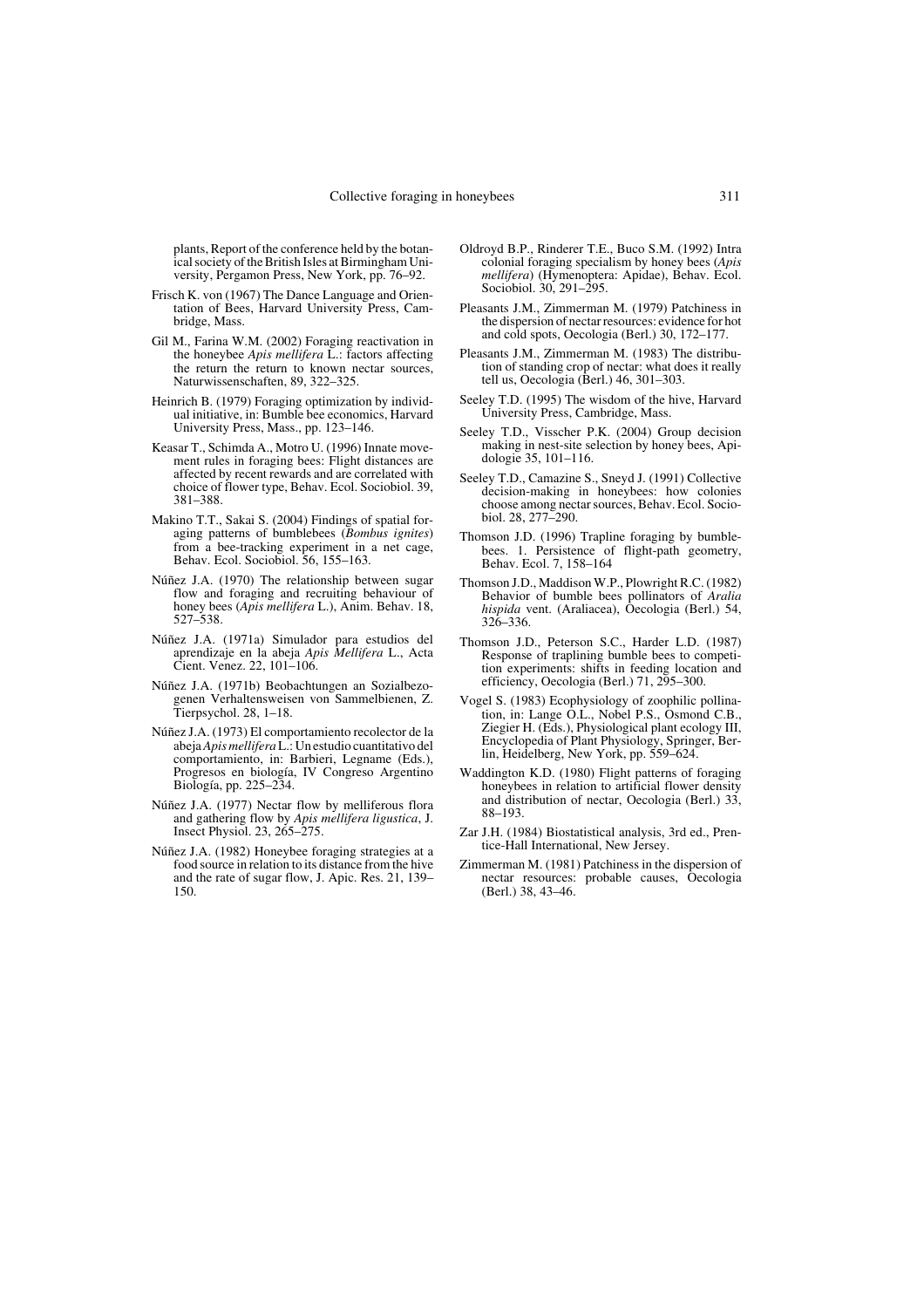plants, Report of the conference held by the botanical society of the British Isles at Birmingham University, Pergamon Press, New York, pp. 76–92.

Frisch K. von (1967) The Dance Language and Orientation of Bees, Harvard University Press, Cambridge, Mass.

Gil M., Farina W.M. (2002) Foraging reactivation in the honeybee *Apis mellifera* L.: factors affecting the return the return to known nectar sources, Naturwissenschaften, 89, 322–325.

Heinrich B. (1979) Foraging optimization by individual initiative, in: Bumble bee economics, Harvard University Press, Mass., pp. 123–146.

Keasar T., Schimda A., Motro U. (1996) Innate movement rules in foraging bees: Flight distances are affected by recent rewards and are correlated with choice of flower type, Behav. Ecol. Sociobiol. 39, 381–388.

Makino T.T., Sakai S. (2004) Findings of spatial foraging patterns of bumblebees (*Bombus ignites*) from a bee-tracking experiment in a net cage, Behav. Ecol. Sociobiol. 56, 155–163.

Núñez J.A. (1970) The relationship between sugar flow and foraging and recruiting behaviour of honey bees (*Apis mellifera* L.), Anim. Behav. 18, 527–538.

Núñez J.A. (1971a) Simulador para estudios del aprendizaje en la abeja *Apis Mellifera* L., Acta Cient. Venez. 22, 101–106.

Núñez J.A. (1971b) Beobachtungen an Sozialbezogenen Verhaltensweisen von Sammelbienen, Z. Tierpsychol. 28, 1–18.

Núñez J.A. (1973) El comportamiento recolector de la abeja *Apis mellifera* L.: Un estudio cuantitativo del comportamiento, in: Barbieri, Legname (Eds.), Progresos en biología, IV Congreso Argentino Biología, pp. 225–234.

Núñez J.A. (1977) Nectar flow by melliferous flora and gathering flow by *Apis mellifera ligustica*, J. Insect Physiol. 23, 265–275.

Núñez J.A. (1982) Honeybee foraging strategies at a food source in relation to its distance from the hive and the rate of sugar flow, J. Apic. Res. 21, 139–150.

Oldroyd B.P., Rinderer T.E., Buco S.M. (1992) Intra colonial foraging specialism by honey bees (*Apis mellifera*) (Hymenoptera: Apidae), Behav. Ecol. Sociobiol. 30, 291–295.

Pleasants J.M., Zimmerman M. (1979) Patchiness in the dispersion of nectar resources: evidence for hot and cold spots, Oecologia (Berl.) 30, 172–177.

Pleasants J.M., Zimmerman M. (1983) The distribution of standing crop of nectar: what does it really tell us, Oecologia (Berl.) 46, 301–303.

Seeley T.D. (1995) The wisdom of the hive, Harvard University Press, Cambridge, Mass.

Seeley T.D., Visscher P.K. (2004) Group decision making in nest-site selection by honey bees, Apidologie 35, 101–116.

Seeley T.D., Camazine S., Sneyd J. (1991) Collective decision-making in honeybees: how colonies choose among nectar sources, Behav. Ecol. Sociobiol. 28, 277–290.

Thomson J.D. (1996) Trapline foraging by bumblebees. 1. Persistence of flight-path geometry, Behav. Ecol. 7, 158–164

Thomson J.D., Maddison W.P., Plowright R.C. (1982) Behavior of bumble bees pollinators of *Aralia hispida* vent. (Araliacea), Oecologia (Berl.) 54, 326–336.

Thomson J.D., Peterson S.C., Harder L.D. (1987) Response of traplining bumble bees to competition experiments: shifts in feeding location and efficiency, Oecologia (Berl.) 71, 295–300.

Vogel S. (1983) Ecophysiology of zoophilic pollination, in: Lange O.L., Nobel P.S., Osmond C.B., Ziegier H. (Eds.), Physiological plant ecology III, Encyclopedia of Plant Physiology, Springer, Berlin, Heidelberg, New York, pp. 559–624.

Waddington K.D. (1980) Flight patterns of foraging honeybees in relation to artificial flower density and distribution of nectar, Oecologia (Berl.) 33, 88–193.

Zar J.H. (1984) Biostatistical analysis, 3rd ed., Prentice-Hall International, New Jersey.

Zimmerman M. (1981) Patchiness in the dispersion of nectar resources: probable causes, Oecologia (Berl.) 38, 43–46.